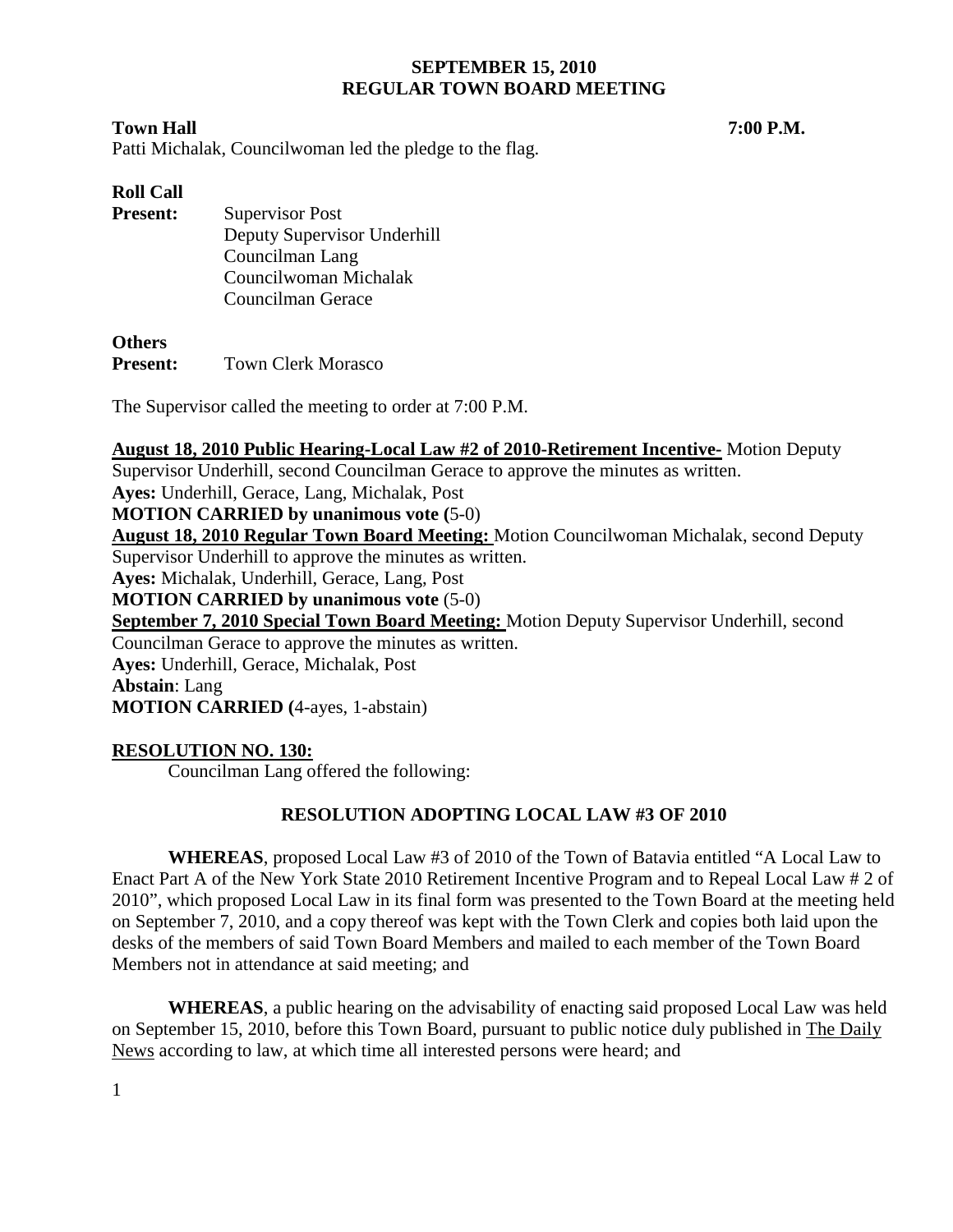# SEPTEMBER 15, 2010
# REGULAR TOWN BOARD MEETING

**Town Hall** **7:00 P.M.**

Patti Michalak, Councilwoman led the pledge to the flag.

**Roll Call**

**Present:** Supervisor Post
Deputy Supervisor Underhill
Councilman Lang
Councilwoman Michalak
Councilman Gerace

**Others**
**Present:** Town Clerk Morasco

The Supervisor called the meeting to order at 7:00 P.M.

**August 18, 2010 Public Hearing-Local Law #2 of 2010-Retirement Incentive-** Motion Deputy Supervisor Underhill, second Councilman Gerace to approve the minutes as written.
**Ayes:** Underhill, Gerace, Lang, Michalak, Post
**MOTION CARRIED by unanimous vote (**5-0)
**August 18, 2010 Regular Town Board Meeting:** Motion Councilwoman Michalak, second Deputy Supervisor Underhill to approve the minutes as written.
**Ayes:** Michalak, Underhill, Gerace, Lang, Post
**MOTION CARRIED by unanimous vote** (5-0)
**September 7, 2010 Special Town Board Meeting:** Motion Deputy Supervisor Underhill, second Councilman Gerace to approve the minutes as written.
**Ayes:** Underhill, Gerace, Michalak, Post
**Abstain**: Lang
**MOTION CARRIED (**4-ayes, 1-abstain)

**RESOLUTION NO. 130:**

Councilman Lang offered the following:

**RESOLUTION ADOPTING LOCAL LAW #3 OF 2010**

**WHEREAS**, proposed Local Law #3 of 2010 of the Town of Batavia entitled "A Local Law to Enact Part A of the New York State 2010 Retirement Incentive Program and to Repeal Local Law # 2 of 2010", which proposed Local Law in its final form was presented to the Town Board at the meeting held on September 7, 2010, and a copy thereof was kept with the Town Clerk and copies both laid upon the desks of the members of said Town Board Members and mailed to each member of the Town Board Members not in attendance at said meeting; and

**WHEREAS**, a public hearing on the advisability of enacting said proposed Local Law was held on September 15, 2010, before this Town Board, pursuant to public notice duly published in The Daily News according to law, at which time all interested persons were heard; and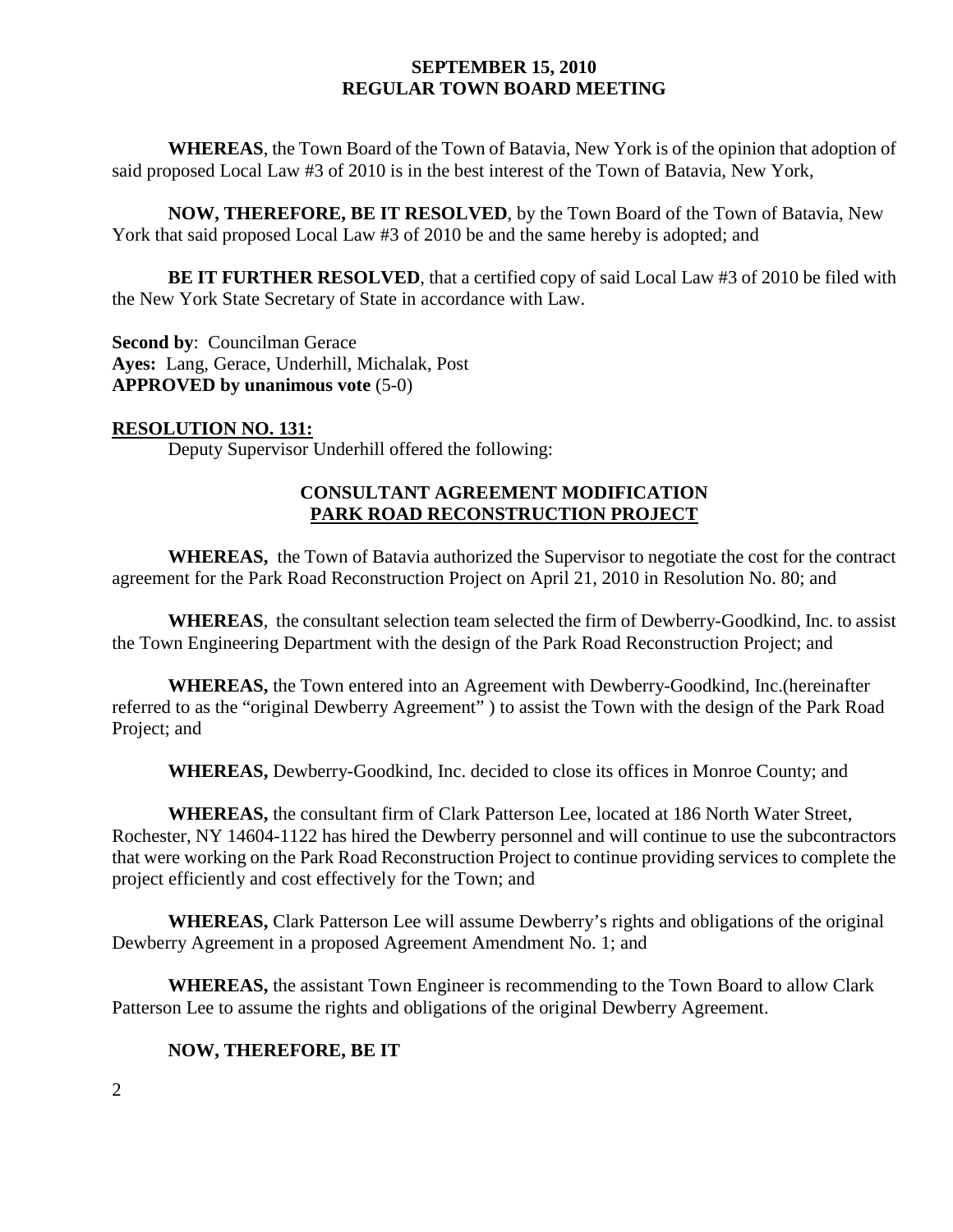**WHEREAS**, the Town Board of the Town of Batavia, New York is of the opinion that adoption of said proposed Local Law #3 of 2010 is in the best interest of the Town of Batavia, New York,

**NOW, THEREFORE, BE IT RESOLVED**, by the Town Board of the Town of Batavia, New York that said proposed Local Law #3 of 2010 be and the same hereby is adopted; and

**BE IT FURTHER RESOLVED**, that a certified copy of said Local Law #3 of 2010 be filed with the New York State Secretary of State in accordance with Law.

**Second by**: Councilman Gerace
**Ayes:** Lang, Gerace, Underhill, Michalak, Post
**APPROVED by unanimous vote** (5-0)

**RESOLUTION NO. 131:**

Deputy Supervisor Underhill offered the following:

**CONSULTANT AGREEMENT MODIFICATION**
**PARK ROAD RECONSTRUCTION PROJECT**

**WHEREAS,** the Town of Batavia authorized the Supervisor to negotiate the cost for the contract agreement for the Park Road Reconstruction Project on April 21, 2010 in Resolution No. 80; and

**WHEREAS**, the consultant selection team selected the firm of Dewberry-Goodkind, Inc. to assist the Town Engineering Department with the design of the Park Road Reconstruction Project; and

**WHEREAS,** the Town entered into an Agreement with Dewberry-Goodkind, Inc.(hereinafter referred to as the "original Dewberry Agreement" ) to assist the Town with the design of the Park Road Project; and

**WHEREAS,** Dewberry-Goodkind, Inc. decided to close its offices in Monroe County; and

**WHEREAS,** the consultant firm of Clark Patterson Lee, located at 186 North Water Street, Rochester, NY 14604-1122 has hired the Dewberry personnel and will continue to use the subcontractors that were working on the Park Road Reconstruction Project to continue providing services to complete the project efficiently and cost effectively for the Town; and

**WHEREAS,** Clark Patterson Lee will assume Dewberry's rights and obligations of the original Dewberry Agreement in a proposed Agreement Amendment No. 1; and

**WHEREAS,** the assistant Town Engineer is recommending to the Town Board to allow Clark Patterson Lee to assume the rights and obligations of the original Dewberry Agreement.

**NOW, THEREFORE, BE IT**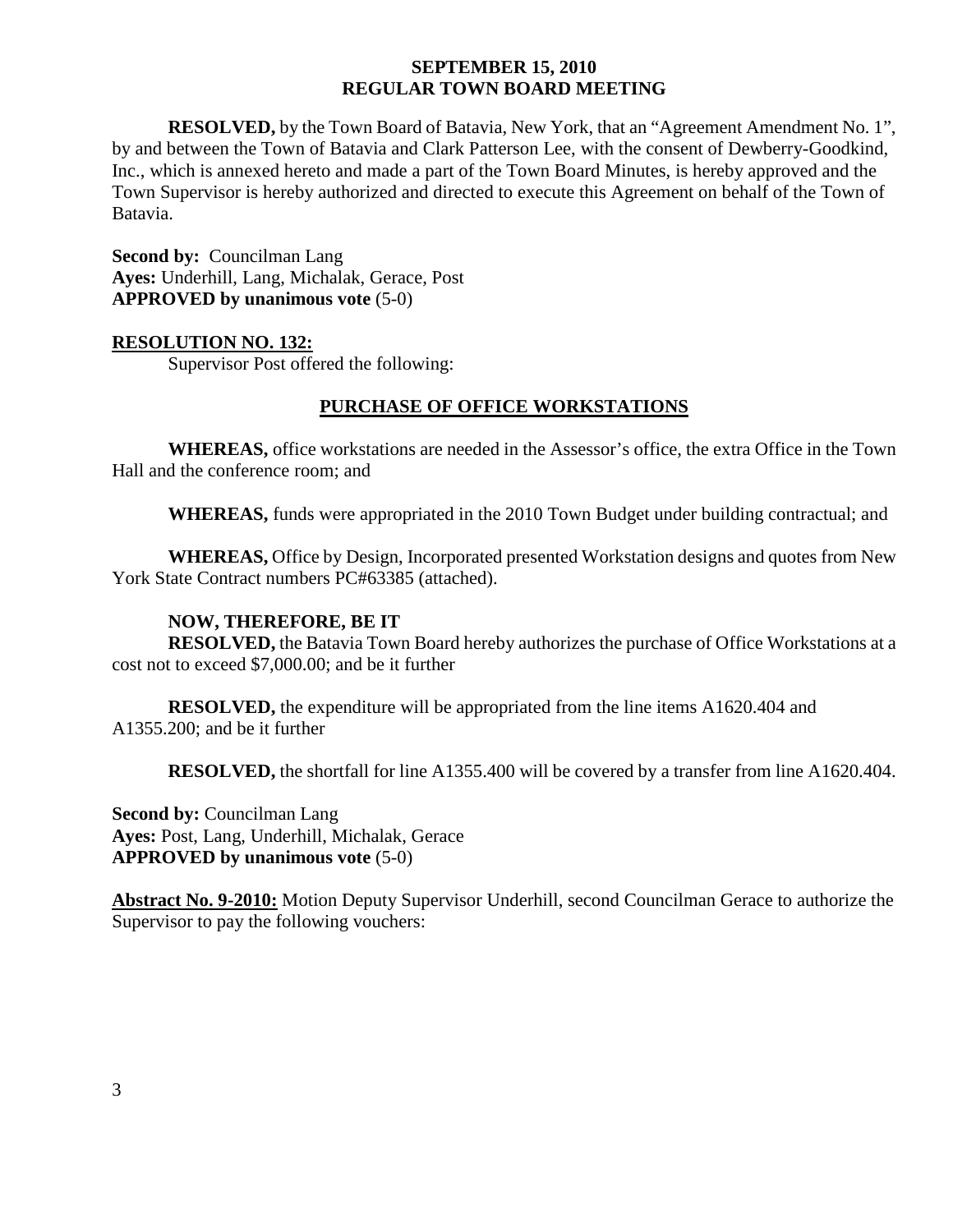**RESOLVED,** by the Town Board of Batavia, New York, that an "Agreement Amendment No. 1", by and between the Town of Batavia and Clark Patterson Lee, with the consent of Dewberry-Goodkind, Inc., which is annexed hereto and made a part of the Town Board Minutes, is hereby approved and the Town Supervisor is hereby authorized and directed to execute this Agreement on behalf of the Town of Batavia.

**Second by:** Councilman Lang
**Ayes:** Underhill, Lang, Michalak, Gerace, Post
**APPROVED by unanimous vote** (5-0)

**RESOLUTION NO. 132:**

Supervisor Post offered the following:

## PURCHASE OF OFFICE WORKSTATIONS

**WHEREAS,** office workstations are needed in the Assessor's office, the extra Office in the Town Hall and the conference room; and

**WHEREAS,** funds were appropriated in the 2010 Town Budget under building contractual; and

**WHEREAS,** Office by Design, Incorporated presented Workstation designs and quotes from New York State Contract numbers PC#63385 (attached).

**NOW, THEREFORE, BE IT**

**RESOLVED,** the Batavia Town Board hereby authorizes the purchase of Office Workstations at a cost not to exceed $7,000.00; and be it further

**RESOLVED,** the expenditure will be appropriated from the line items A1620.404 and A1355.200; and be it further

**RESOLVED,** the shortfall for line A1355.400 will be covered by a transfer from line A1620.404.

**Second by:** Councilman Lang
**Ayes:** Post, Lang, Underhill, Michalak, Gerace
**APPROVED by unanimous vote** (5-0)

**Abstract No. 9-2010:** Motion Deputy Supervisor Underhill, second Councilman Gerace to authorize the Supervisor to pay the following vouchers: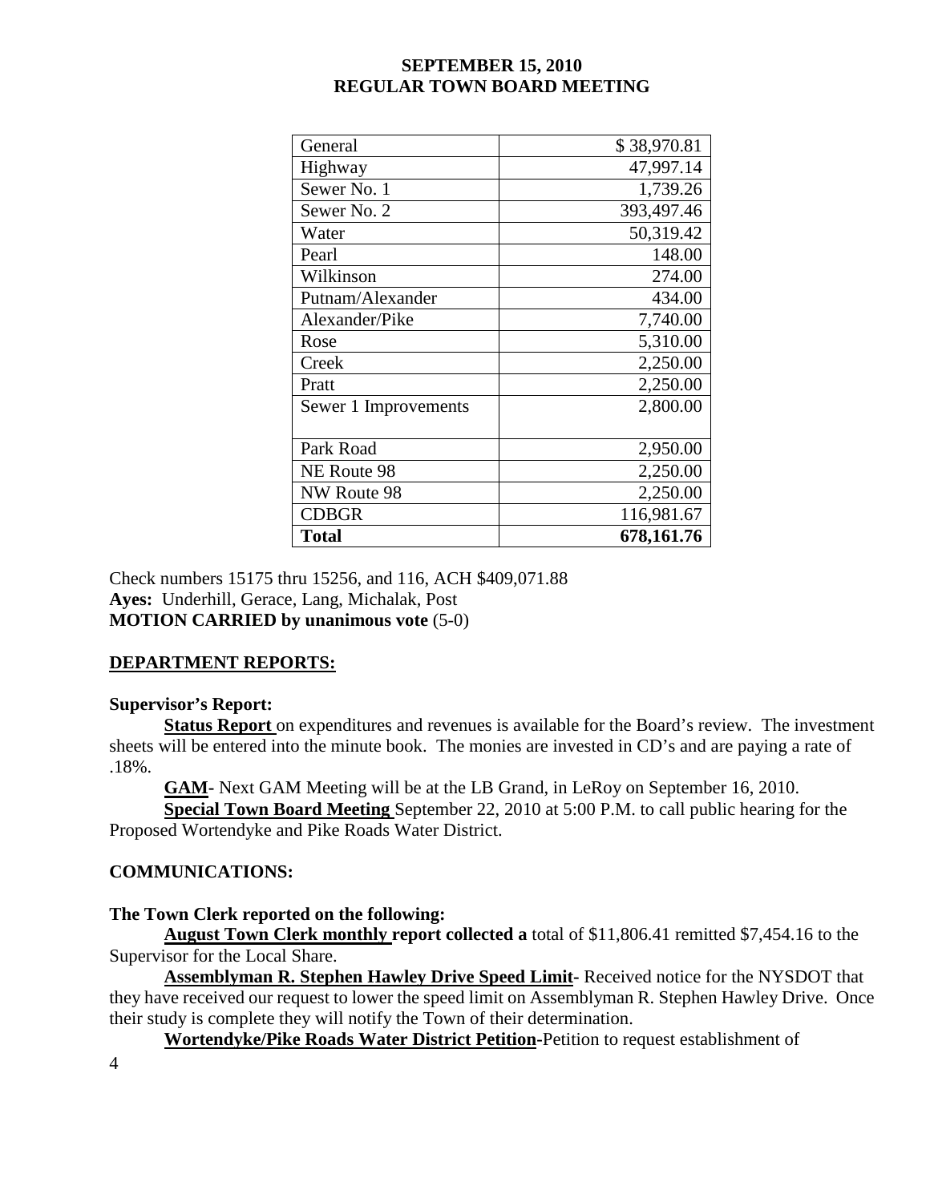**SEPTEMBER 15, 2010**
**REGULAR TOWN BOARD MEETING**

| General | $ 38,970.81 |
|---|---|
| Highway | 47,997.14 |
| Sewer No. 1 | 1,739.26 |
| Sewer No. 2 | 393,497.46 |
| Water | 50,319.42 |
| Pearl | 148.00 |
| Wilkinson | 274.00 |
| Putnam/Alexander | 434.00 |
| Alexander/Pike | 7,740.00 |
| Rose | 5,310.00 |
| Creek | 2,250.00 |
| Pratt | 2,250.00 |
| Sewer 1 Improvements | 2,800.00 |
| Park Road | 2,950.00 |
| NE Route 98 | 2,250.00 |
| NW Route 98 | 2,250.00 |
| CDBGR | 116,981.67 |
| **Total** | **678,161.76** |

Check numbers 15175 thru 15256, and 116, ACH $409,071.88
**Ayes:** Underhill, Gerace, Lang, Michalak, Post
**MOTION CARRIED by unanimous vote** (5-0)

## DEPARTMENT REPORTS:

**Supervisor's Report:**

**Status Report** on expenditures and revenues is available for the Board's review. The investment sheets will be entered into the minute book. The monies are invested in CD's and are paying a rate of .18%.

**GAM**- Next GAM Meeting will be at the LB Grand, in LeRoy on September 16, 2010.

**Special Town Board Meeting** September 22, 2010 at 5:00 P.M. to call public hearing for the Proposed Wortendyke and Pike Roads Water District.

**COMMUNICATIONS:**

**The Town Clerk reported on the following:**

**August Town Clerk monthly report collected a** total of $11,806.41 remitted $7,454.16 to the Supervisor for the Local Share.

**Assemblyman R. Stephen Hawley Drive Speed Limit**- Received notice for the NYSDOT that they have received our request to lower the speed limit on Assemblyman R. Stephen Hawley Drive. Once their study is complete they will notify the Town of their determination.

**Wortendyke/Pike Roads Water District Petition**-Petition to request establishment of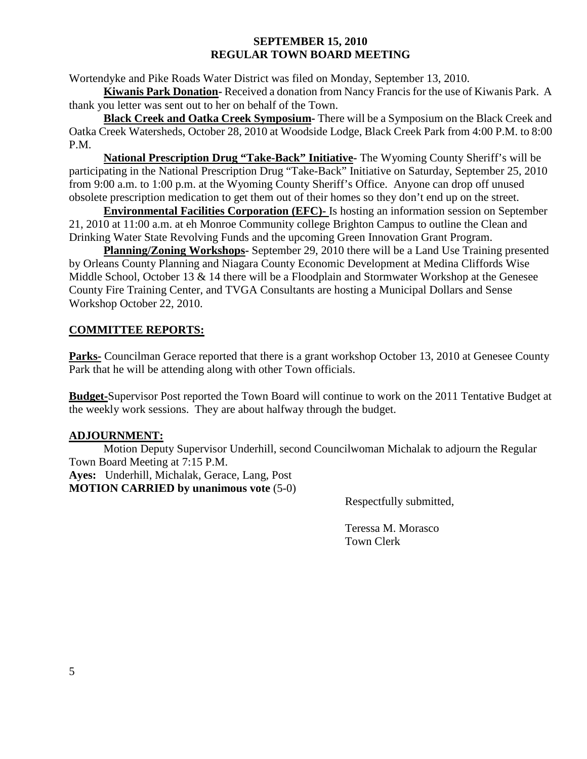Wortendyke and Pike Roads Water District was filed on Monday, September 13, 2010.

**Kiwanis Park Donation-** Received a donation from Nancy Francis for the use of Kiwanis Park. A thank you letter was sent out to her on behalf of the Town.

**Black Creek and Oatka Creek Symposium-** There will be a Symposium on the Black Creek and Oatka Creek Watersheds, October 28, 2010 at Woodside Lodge, Black Creek Park from 4:00 P.M. to 8:00 P.M.

**National Prescription Drug "Take-Back" Initiative-** The Wyoming County Sheriff's will be participating in the National Prescription Drug "Take-Back" Initiative on Saturday, September 25, 2010 from 9:00 a.m. to 1:00 p.m. at the Wyoming County Sheriff's Office. Anyone can drop off unused obsolete prescription medication to get them out of their homes so they don't end up on the street.

**Environmental Facilities Corporation (EFC)-** Is hosting an information session on September 21, 2010 at 11:00 a.m. at eh Monroe Community college Brighton Campus to outline the Clean and Drinking Water State Revolving Funds and the upcoming Green Innovation Grant Program.

**Planning/Zoning Workshops-** September 29, 2010 there will be a Land Use Training presented by Orleans County Planning and Niagara County Economic Development at Medina Cliffords Wise Middle School, October 13 & 14 there will be a Floodplain and Stormwater Workshop at the Genesee County Fire Training Center, and TVGA Consultants are hosting a Municipal Dollars and Sense Workshop October 22, 2010.

## COMMITTEE REPORTS:

**Parks-** Councilman Gerace reported that there is a grant workshop October 13, 2010 at Genesee County Park that he will be attending along with other Town officials.

**Budget-**Supervisor Post reported the Town Board will continue to work on the 2011 Tentative Budget at the weekly work sessions. They are about halfway through the budget.

## ADJOURNMENT:

Motion Deputy Supervisor Underhill, second Councilwoman Michalak to adjourn the Regular Town Board Meeting at 7:15 P.M.

**Ayes:** Underhill, Michalak, Gerace, Lang, Post
**MOTION CARRIED by unanimous vote** (5-0)

Respectfully submitted,

Teressa M. Morasco
Town Clerk